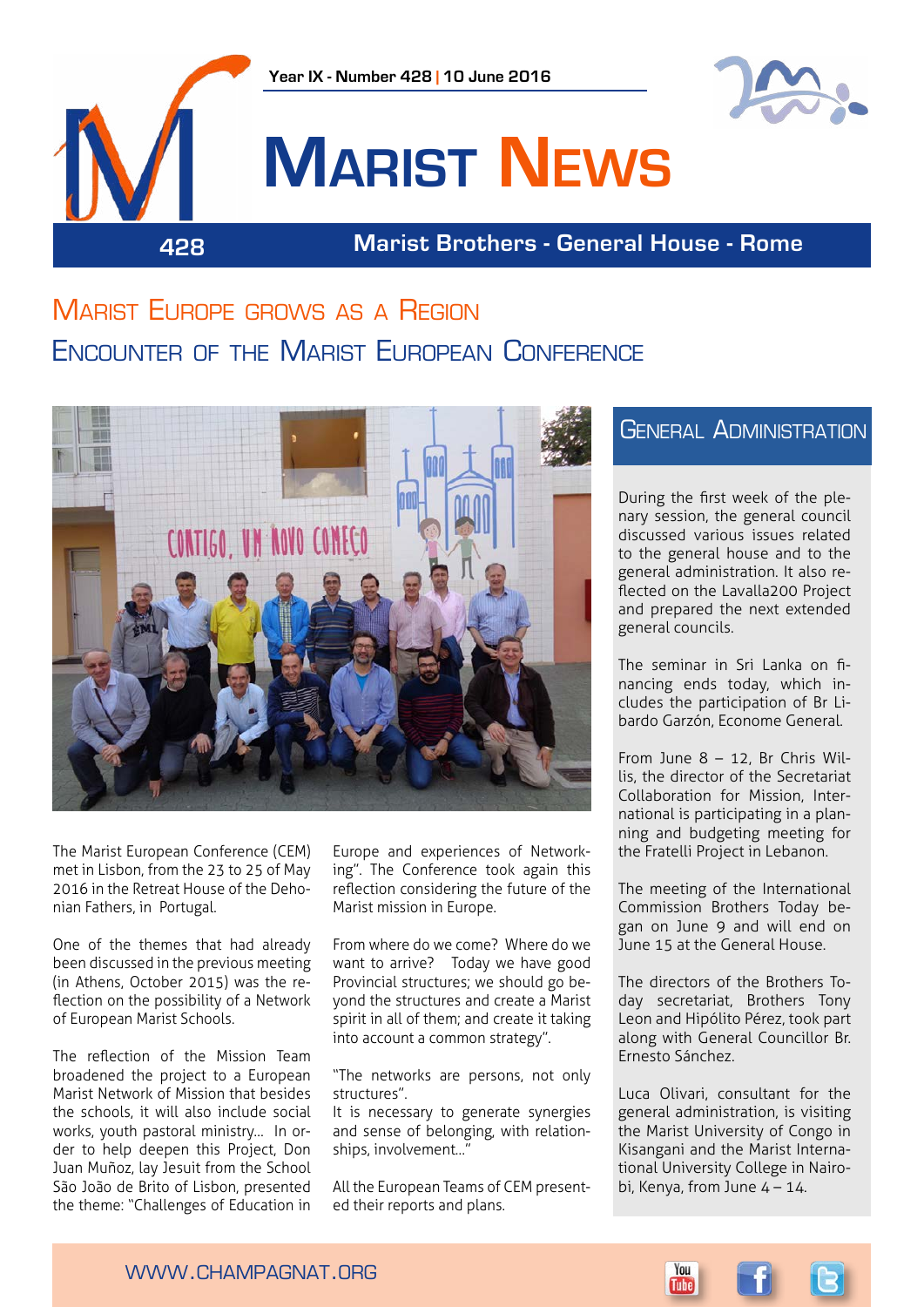Year IX - Number 428 | 10 June 2016

# Marist News

Marist Brothers - General House - Rome

## Marist Europe grows as a Region
## Encounter of the Marist European Conference

The Marist European Conference (CEM) met in Lisbon, from the 23 to 25 of May 2016 in the Retreat House of the Dehonian Fathers, in Portugal.

One of the themes that had already been discussed in the previous meeting (in Athens, October 2015) was the reflection on the possibility of a Network of European Marist Schools.

The reflection of the Mission Team broadened the project to a European Marist Network of Mission that besides the schools, it will also include social works, youth pastoral ministry... In order to help deepen this Project, Don Juan Muñoz, lay Jesuit from the School São João de Brito of Lisbon, presented the theme: "Challenges of Education in Europe and experiences of Networking". The Conference took again this reflection considering the future of the Marist mission in Europe.

From where do we come? Where do we want to arrive? Today we have good Provincial structures; we should go beyond the structures and create a Marist spirit in all of them; and create it taking into account a common strategy".

"The networks are persons, not only structures".
It is necessary to generate synergies and sense of belonging, with relationships, involvement..."

All the European Teams of CEM presented their reports and plans.

## General Administration

During the first week of the plenary session, the general council discussed various issues related to the general house and to the general administration. It also reflected on the Lavalla200 Project and prepared the next extended general councils.

The seminar in Sri Lanka on financing ends today, which includes the participation of Br Libardo Garzón, Econome General.

From June 8 – 12, Br Chris Willis, the director of the Secretariat Collaboration for Mission, International is participating in a planning and budgeting meeting for the Fratelli Project in Lebanon.

The meeting of the International Commission Brothers Today began on June 9 and will end on June 15 at the General House.

The directors of the Brothers Today secretariat, Brothers Tony Leon and Hipólito Pérez, took part along with General Councillor Br. Ernesto Sánchez.

Luca Olivari, consultant for the general administration, is visiting the Marist University of Congo in Kisangani and the Marist International University College in Nairobi, Kenya, from June 4 – 14.

WWW.CHAMPAGNAT.ORG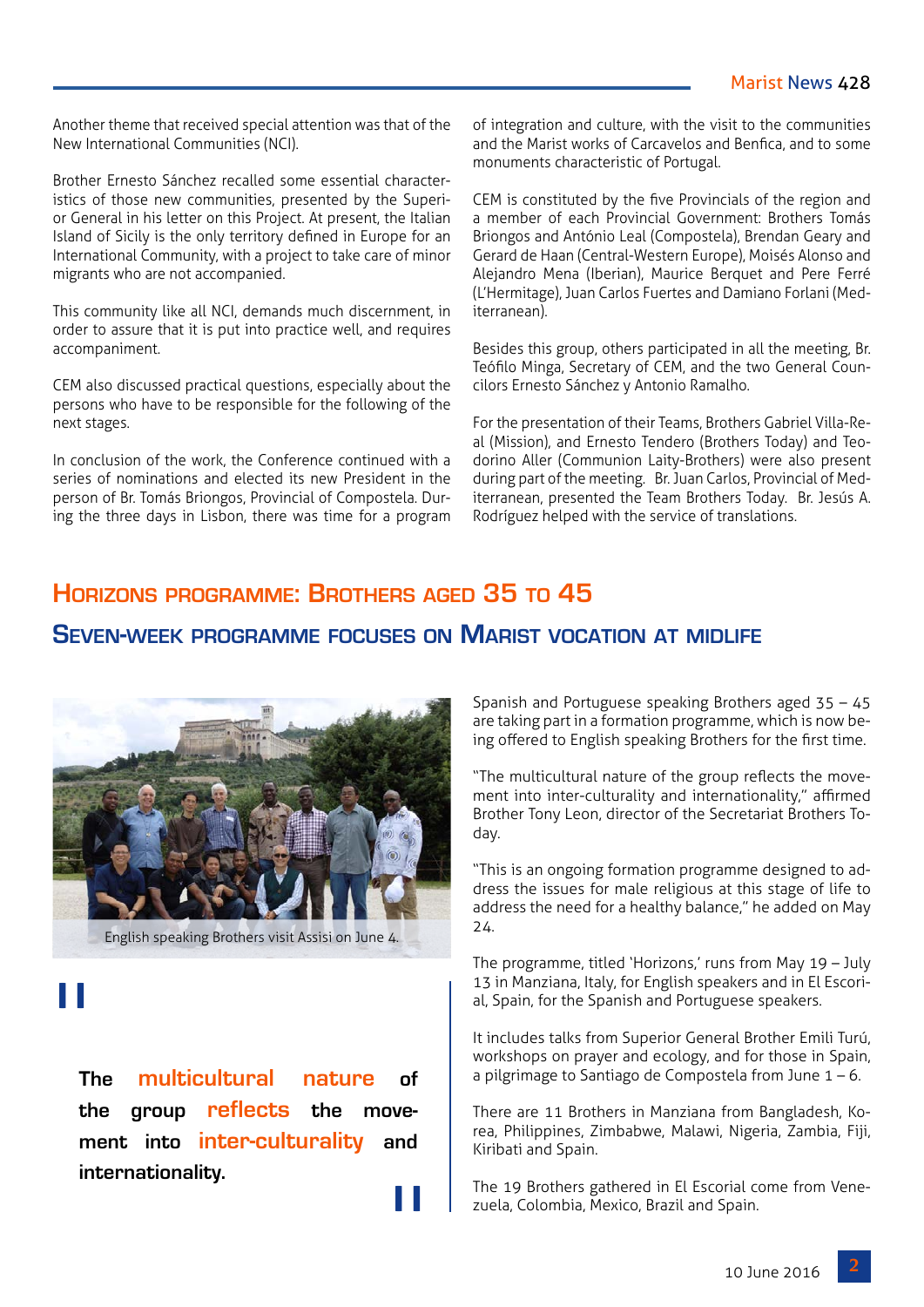Another theme that received special attention was that of the New International Communities (NCI).

Brother Ernesto Sánchez recalled some essential characteristics of those new communities, presented by the Superior General in his letter on this Project. At present, the Italian Island of Sicily is the only territory defined in Europe for an International Community, with a project to take care of minor migrants who are not accompanied.

This community like all NCI, demands much discernment, in order to assure that it is put into practice well, and requires accompaniment.

CEM also discussed practical questions, especially about the persons who have to be responsible for the following of the next stages.

In conclusion of the work, the Conference continued with a series of nominations and elected its new President in the person of Br. Tomás Briongos, Provincial of Compostela. During the three days in Lisbon, there was time for a program of integration and culture, with the visit to the communities and the Marist works of Carcavelos and Benfica, and to some monuments characteristic of Portugal.

CEM is constituted by the five Provincials of the region and a member of each Provincial Government: Brothers Tomás Briongos and António Leal (Compostela), Brendan Geary and Gerard de Haan (Central-Western Europe), Moisés Alonso and Alejandro Mena (Iberian), Maurice Berquet and Pere Ferré (L'Hermitage), Juan Carlos Fuertes and Damiano Forlani (Mediterranean).

Besides this group, others participated in all the meeting, Br. Teófilo Minga, Secretary of CEM, and the two General Councilors Ernesto Sánchez y Antonio Ramalho.

For the presentation of their Teams, Brothers Gabriel Villa-Real (Mission), and Ernesto Tendero (Brothers Today) and Teodorino Aller (Communion Laity-Brothers) were also present during part of the meeting. Br. Juan Carlos, Provincial of Mediterranean, presented the Team Brothers Today. Br. Jesús A. Rodríguez helped with the service of translations.

## Horizons programme: Brothers aged 35 to 45

### Seven-week programme focuses on Marist vocation at midlife

English speaking Brothers visit Assisi on June 4.

> **The multicultural nature of the group reflects the movement into inter-culturality and internationality.**

Spanish and Portuguese speaking Brothers aged 35 – 45 are taking part in a formation programme, which is now being offered to English speaking Brothers for the first time.

"The multicultural nature of the group reflects the movement into inter-culturality and internationality," affirmed Brother Tony Leon, director of the Secretariat Brothers Today.

"This is an ongoing formation programme designed to address the issues for male religious at this stage of life to address the need for a healthy balance," he added on May 24.

The programme, titled 'Horizons,' runs from May 19 – July 13 in Manziana, Italy, for English speakers and in El Escorial, Spain, for the Spanish and Portuguese speakers.

It includes talks from Superior General Brother Emili Turú, workshops on prayer and ecology, and for those in Spain, a pilgrimage to Santiago de Compostela from June 1 – 6.

There are 11 Brothers in Manziana from Bangladesh, Korea, Philippines, Zimbabwe, Malawi, Nigeria, Zambia, Fiji, Kiribati and Spain.

The 19 Brothers gathered in El Escorial come from Venezuela, Colombia, Mexico, Brazil and Spain.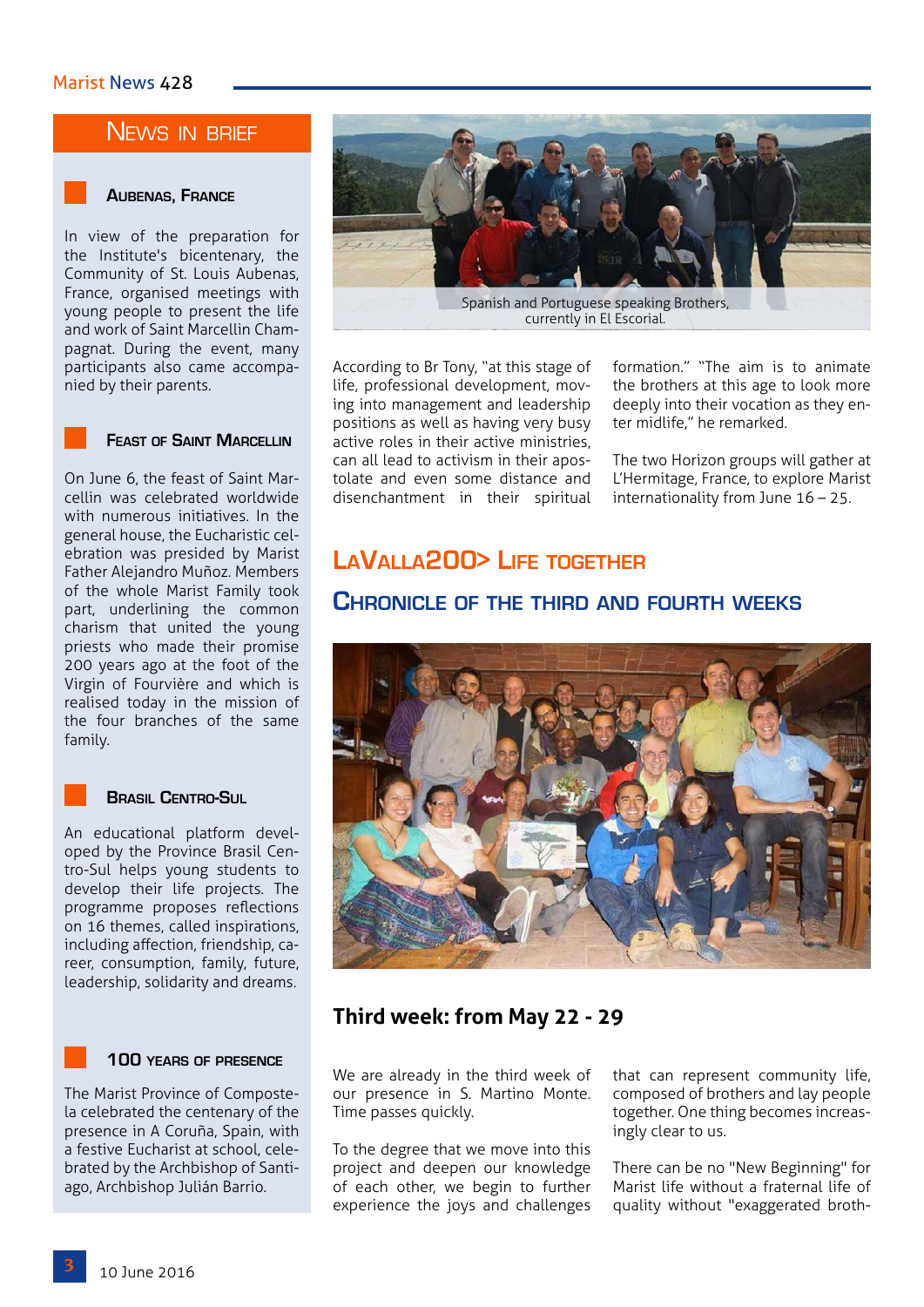## News in brief

### Aubenas, France

In view of the preparation for the Institute's bicentenary, the Community of St. Louis Aubenas, France, organised meetings with young people to present the life and work of Saint Marcellin Champagnat. During the event, many participants also came accompanied by their parents.

### Feast of Saint Marcellin

On June 6, the feast of Saint Marcellin was celebrated worldwide with numerous initiatives. In the general house, the Eucharistic celebration was presided by Marist Father Alejandro Muñoz. Members of the whole Marist Family took part, underlining the common charism that united the young priests who made their promise 200 years ago at the foot of the Virgin of Fourvière and which is realised today in the mission of the four branches of the same family.

### Brasil Centro-Sul

An educational platform developed by the Province Brasil Centro-Sul helps young students to develop their life projects. The programme proposes reflections on 16 themes, called inspirations, including affection, friendship, career, consumption, family, future, leadership, solidarity and dreams.

### 100 years of presence

The Marist Province of Compostela celebrated the centenary of the presence in A Coruña, Spain, with a festive Eucharist at school, celebrated by the Archbishop of Santiago, Archbishop Julián Barrio.

Spanish and Portuguese speaking Brothers, currently in El Escorial.

According to Br Tony, "at this stage of life, professional development, moving into management and leadership positions as well as having very busy active roles in their active ministries, can all lead to activism in their apostolate and even some distance and disenchantment in their spiritual formation." "The aim is to animate the brothers at this age to look more deeply into their vocation as they enter midlife," he remarked.

The two Horizon groups will gather at L'Hermitage, France, to explore Marist internationality from June 16 – 25.

## LaValla200> Life together

### Chronicle of the third and fourth weeks

### Third week: from May 22 - 29

We are already in the third week of our presence in S. Martino Monte. Time passes quickly.

To the degree that we move into this project and deepen our knowledge of each other, we begin to further experience the joys and challenges that can represent community life, composed of brothers and lay people together. One thing becomes increasingly clear to us.

There can be no "New Beginning" for Marist life without a fraternal life of quality without "exaggerated broth-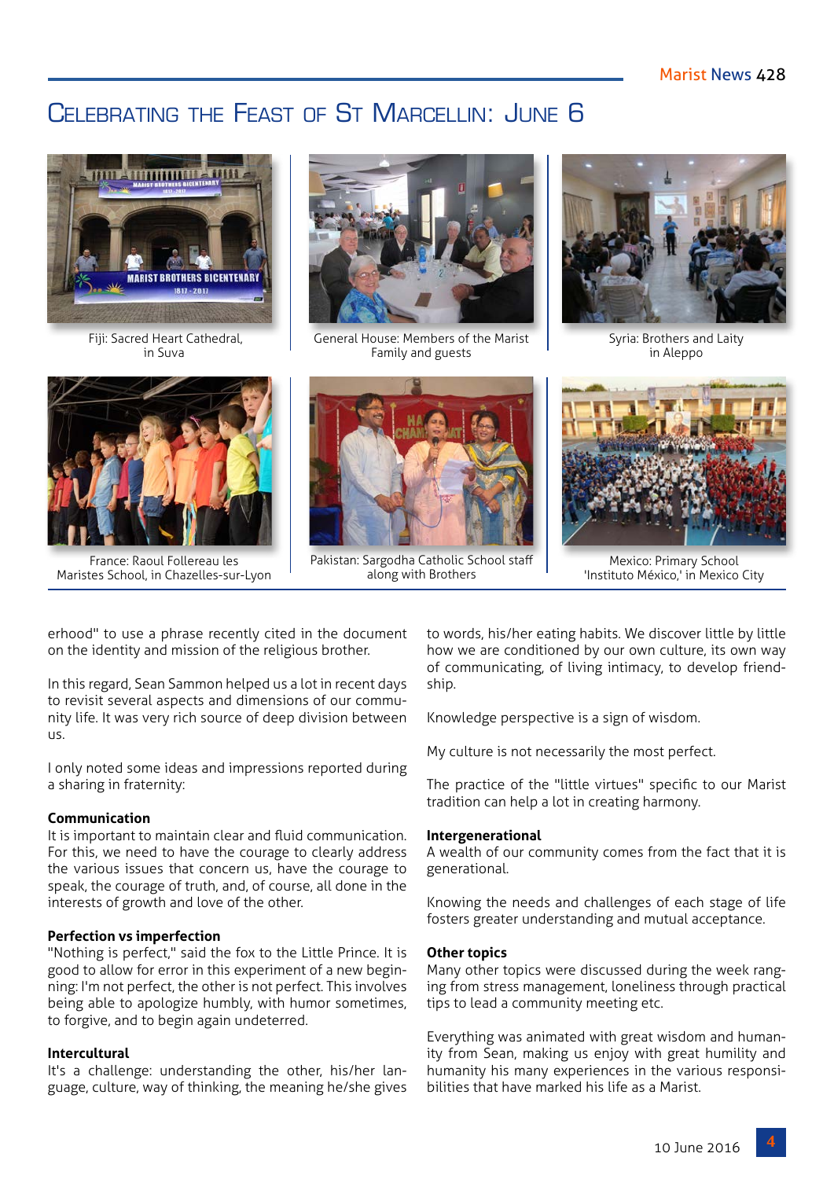# Celebrating the Feast of St Marcellin: June 6

Fiji: Sacred Heart Cathedral, in Suva

General House: Members of the Marist Family and guests

Syria: Brothers and Laity in Aleppo

France: Raoul Follereau les Maristes School, in Chazelles-sur-Lyon

Pakistan: Sargodha Catholic School staff along with Brothers

Mexico: Primary School 'Instituto México,' in Mexico City

erhood" to use a phrase recently cited in the document on the identity and mission of the religious brother.

In this regard, Sean Sammon helped us a lot in recent days to revisit several aspects and dimensions of our community life. It was very rich source of deep division between us.

I only noted some ideas and impressions reported during a sharing in fraternity:

**Communication**
It is important to maintain clear and fluid communication. For this, we need to have the courage to clearly address the various issues that concern us, have the courage to speak, the courage of truth, and, of course, all done in the interests of growth and love of the other.

**Perfection vs imperfection**
"Nothing is perfect," said the fox to the Little Prince. It is good to allow for error in this experiment of a new beginning: I'm not perfect, the other is not perfect. This involves being able to apologize humbly, with humor sometimes, to forgive, and to begin again undeterred.

**Intercultural**
It's a challenge: understanding the other, his/her language, culture, way of thinking, the meaning he/she gives to words, his/her eating habits. We discover little by little how we are conditioned by our own culture, its own way of communicating, of living intimacy, to develop friendship.

Knowledge perspective is a sign of wisdom.

My culture is not necessarily the most perfect.

The practice of the "little virtues" specific to our Marist tradition can help a lot in creating harmony.

**Intergenerational**
A wealth of our community comes from the fact that it is generational.

Knowing the needs and challenges of each stage of life fosters greater understanding and mutual acceptance.

**Other topics**
Many other topics were discussed during the week ranging from stress management, loneliness through practical tips to lead a community meeting etc.

Everything was animated with great wisdom and humanity from Sean, making us enjoy with great humility and humanity his many experiences in the various responsibilities that have marked his life as a Marist.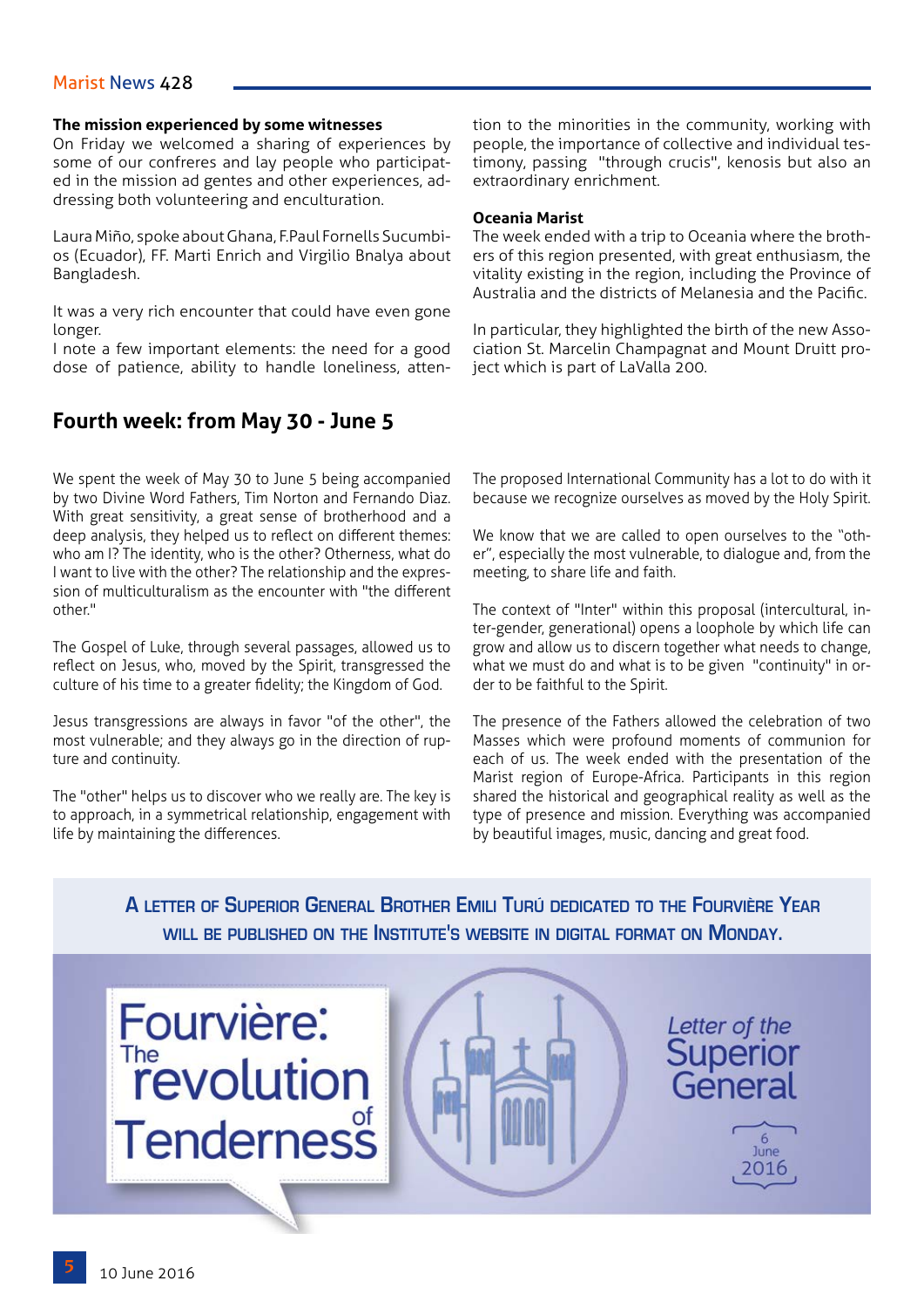### The mission experienced by some witnesses

On Friday we welcomed a sharing of experiences by some of our confreres and lay people who participated in the mission ad gentes and other experiences, addressing both volunteering and enculturation.

Laura Miño, spoke about Ghana, F.Paul Fornells Sucumbios (Ecuador), FF. Marti Enrich and Virgilio Bnalya about Bangladesh.

It was a very rich encounter that could have even gone longer.

I note a few important elements: the need for a good dose of patience, ability to handle loneliness, attention to the minorities in the community, working with people, the importance of collective and individual testimony, passing "through crucis", kenosis but also an extraordinary enrichment.

### Oceania Marist

The week ended with a trip to Oceania where the brothers of this region presented, with great enthusiasm, the vitality existing in the region, including the Province of Australia and the districts of Melanesia and the Pacific.

In particular, they highlighted the birth of the new Association St. Marcelin Champagnat and Mount Druitt project which is part of LaValla 200.

## Fourth week: from May 30 - June 5

We spent the week of May 30 to June 5 being accompanied by two Divine Word Fathers, Tim Norton and Fernando Diaz. With great sensitivity, a great sense of brotherhood and a deep analysis, they helped us to reflect on different themes: who am I? The identity, who is the other? Otherness, what do I want to live with the other? The relationship and the expression of multiculturalism as the encounter with "the different other."

The Gospel of Luke, through several passages, allowed us to reflect on Jesus, who, moved by the Spirit, transgressed the culture of his time to a greater fidelity; the Kingdom of God.

Jesus transgressions are always in favor "of the other", the most vulnerable; and they always go in the direction of rupture and continuity.

The "other" helps us to discover who we really are. The key is to approach, in a symmetrical relationship, engagement with life by maintaining the differences.

The proposed International Community has a lot to do with it because we recognize ourselves as moved by the Holy Spirit.

We know that we are called to open ourselves to the "other", especially the most vulnerable, to dialogue and, from the meeting, to share life and faith.

The context of "Inter" within this proposal (intercultural, inter-gender, generational) opens a loophole by which life can grow and allow us to discern together what needs to change, what we must do and what is to be given "continuity" in order to be faithful to the Spirit.

The presence of the Fathers allowed the celebration of two Masses which were profound moments of communion for each of us. The week ended with the presentation of the Marist region of Europe-Africa. Participants in this region shared the historical and geographical reality as well as the type of presence and mission. Everything was accompanied by beautiful images, music, dancing and great food.

**A letter of Superior General Brother Emili Turú dedicated to the Fourvière Year will be published on the Institute's website in digital format on Monday.**

Fourvière: The revolution of Tenderness

Letter of the Superior General

6 June 2016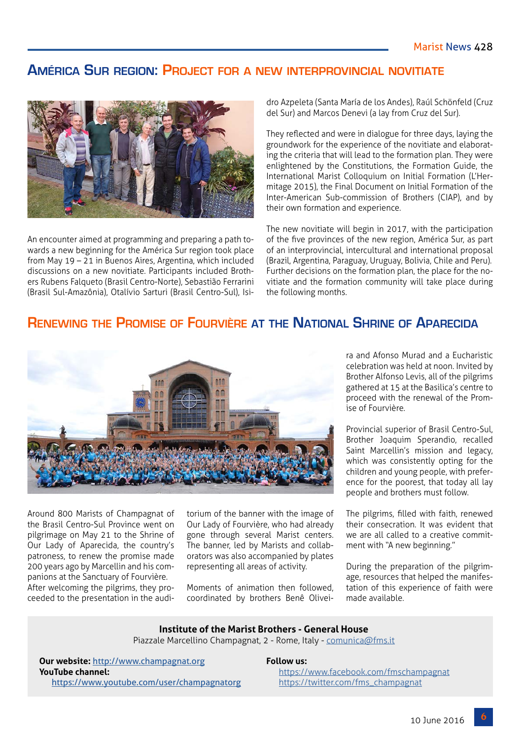## América Sur region: Project for a new interprovincial novitiate

An encounter aimed at programming and preparing a path towards a new beginning for the América Sur region took place from May 19 – 21 in Buenos Aires, Argentina, which included discussions on a new novitiate. Participants included Brothers Rubens Falqueto (Brasil Centro-Norte), Sebastião Ferrarini (Brasil Sul-Amazônia), Otalívio Sarturi (Brasil Centro-Sul), Isidro Azpeleta (Santa María de los Andes), Raúl Schönfeld (Cruz del Sur) and Marcos Denevi (a lay from Cruz del Sur).

They reflected and were in dialogue for three days, laying the groundwork for the experience of the novitiate and elaborating the criteria that will lead to the formation plan. They were enlightened by the Constitutions, the Formation Guide, the International Marist Colloquium on Initial Formation (L'Hermitage 2015), the Final Document on Initial Formation of the Inter-American Sub-commission of Brothers (CIAP), and by their own formation and experience.

The new novitiate will begin in 2017, with the participation of the five provinces of the new region, América Sur, as part of an interprovincial, intercultural and international proposal (Brazil, Argentina, Paraguay, Uruguay, Bolivia, Chile and Peru). Further decisions on the formation plan, the place for the novitiate and the formation community will take place during the following months.

## Renewing the Promise of Fourvière at the National Shrine of Aparecida

Around 800 Marists of Champagnat of the Brasil Centro-Sul Province went on pilgrimage on May 21 to the Shrine of Our Lady of Aparecida, the country's patroness, to renew the promise made 200 years ago by Marcellin and his companions at the Sanctuary of Fourvière.
After welcoming the pilgrims, they proceeded to the presentation in the auditorium of the banner with the image of Our Lady of Fourvière, who had already gone through several Marist centers. The banner, led by Marists and collaborators was also accompanied by plates representing all areas of activity.

Moments of animation then followed, coordinated by brothers Benê Oliveira and Afonso Murad and a Eucharistic celebration was held at noon. Invited by Brother Alfonso Levis, all of the pilgrims gathered at 15 at the Basilica's centre to proceed with the renewal of the Promise of Fourvière.

Provincial superior of Brasil Centro-Sul, Brother Joaquim Sperandio, recalled Saint Marcellin's mission and legacy, which was consistently opting for the children and young people, with preference for the poorest, that today all lay people and brothers must follow.

The pilgrims, filled with faith, renewed their consecration. It was evident that we are all called to a creative commitment with "A new beginning."

During the preparation of the pilgrimage, resources that helped the manifestation of this experience of faith were made available.

**Institute of the Marist Brothers - General House**
Piazzale Marcellino Champagnat, 2 - Rome, Italy - comunica@fms.it

**Our website:** http://www.champagnat.org
**YouTube channel:**
https://www.youtube.com/user/champagnatorg

**Follow us:**
https://www.facebook.com/fmschampagnat
https://twitter.com/fms_champagnat

10 June 2016